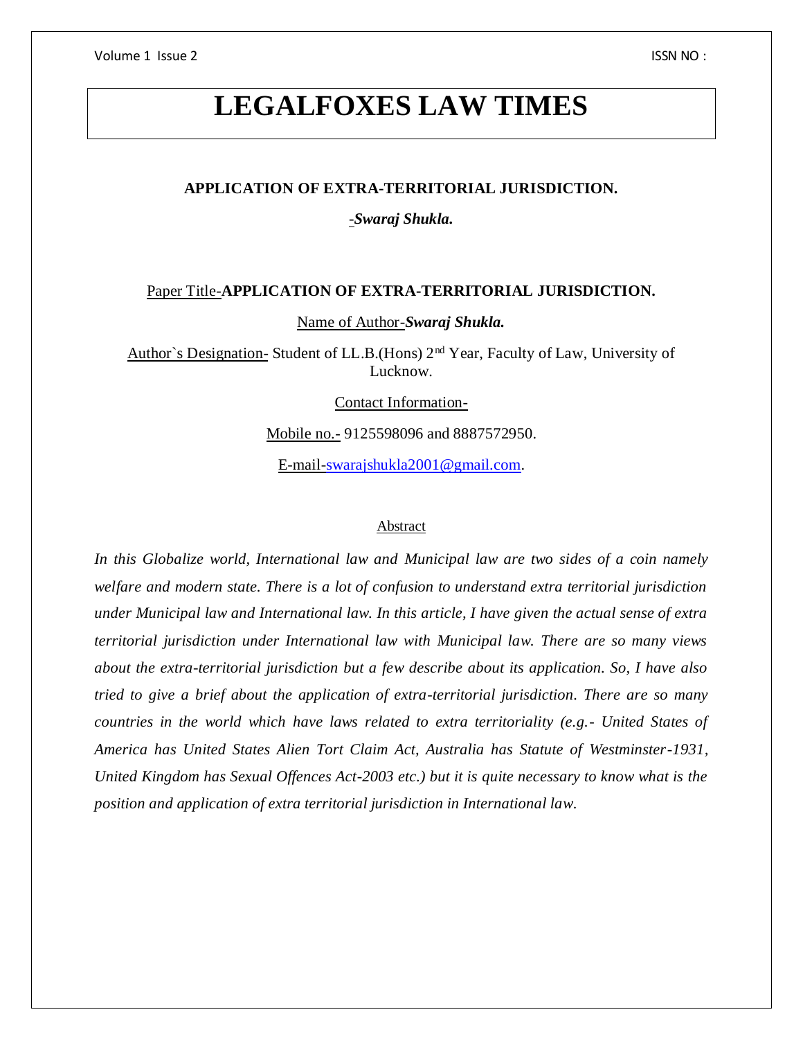# LEGALFOXES LAW TIMES

## APPLICATION OF EXTRA-TERRITORIAL JURISDICTION.

-*Swaraj Shukla.*

Paper Title-**APPLICATION OF EXTRA-TERRITORIAL JURISDICTION.**

Name of Author-***Swaraj Shukla.***

Author`s Designation- Student of LL.B.(Hons) 2nd Year, Faculty of Law, University of Lucknow.

Contact Information-

Mobile no.- 9125598096 and 8887572950.

E-mail-swarajshukla2001@gmail.com.

### Abstract

*In this Globalize world, International law and Municipal law are two sides of a coin namely welfare and modern state. There is a lot of confusion to understand extra territorial jurisdiction under Municipal law and International law. In this article, I have given the actual sense of extra territorial jurisdiction under International law with Municipal law. There are so many views about the extra-territorial jurisdiction but a few describe about its application. So, I have also tried to give a brief about the application of extra-territorial jurisdiction. There are so many countries in the world which have laws related to extra territoriality (e.g.- United States of America has United States Alien Tort Claim Act, Australia has Statute of Westminster-1931, United Kingdom has Sexual Offences Act-2003 etc.) but it is quite necessary to know what is the position and application of extra territorial jurisdiction in International law.*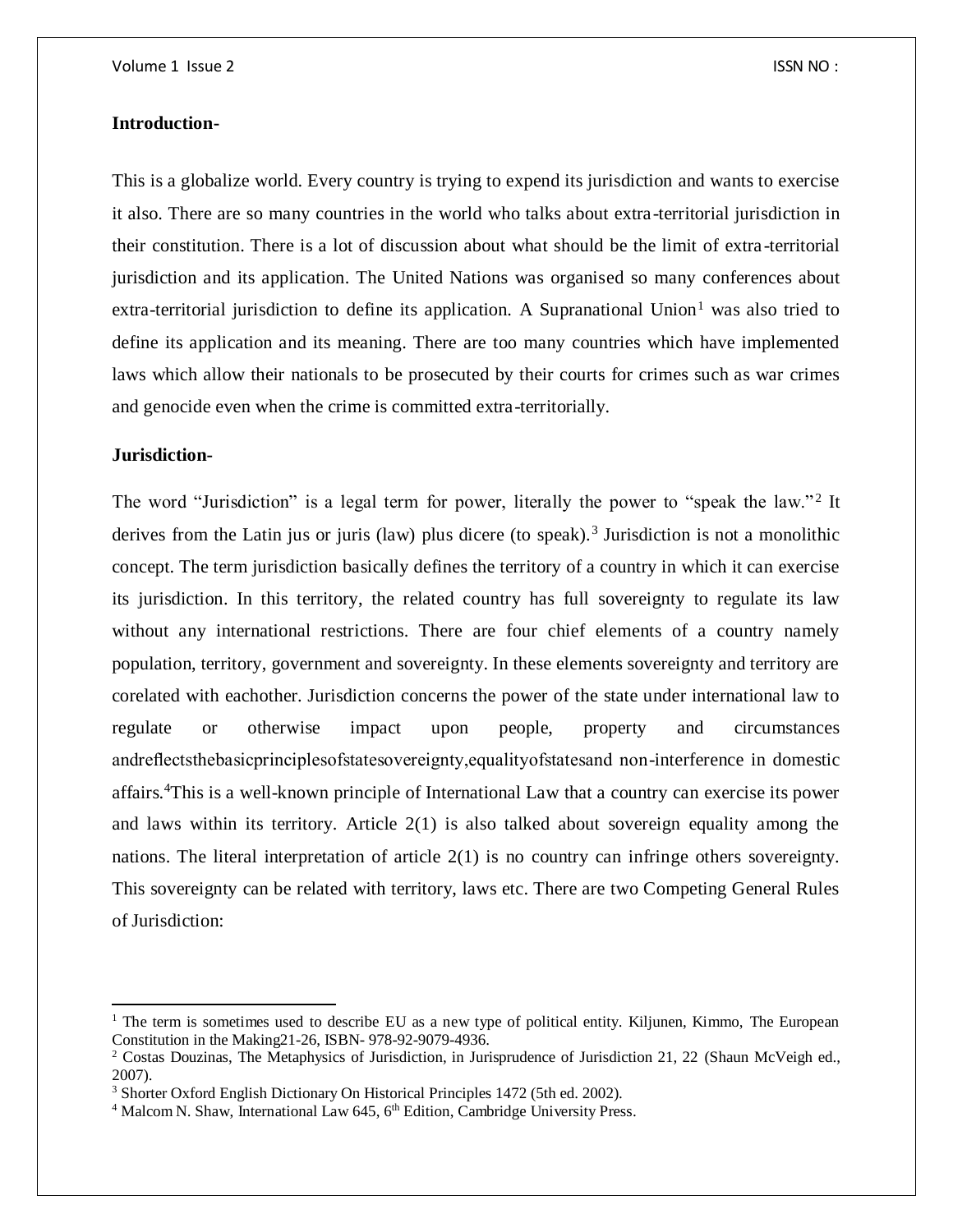**Introduction-**

This is a globalize world. Every country is trying to expend its jurisdiction and wants to exercise it also. There are so many countries in the world who talks about extra-territorial jurisdiction in their constitution. There is a lot of discussion about what should be the limit of extra-territorial jurisdiction and its application. The United Nations was organised so many conferences about extra-territorial jurisdiction to define its application. A Supranational Union[1] was also tried to define its application and its meaning. There are too many countries which have implemented laws which allow their nationals to be prosecuted by their courts for crimes such as war crimes and genocide even when the crime is committed extra-territorially.

**Jurisdiction-**

The word "Jurisdiction" is a legal term for power, literally the power to "speak the law."[2] It derives from the Latin jus or juris (law) plus dicere (to speak).[3] Jurisdiction is not a monolithic concept. The term jurisdiction basically defines the territory of a country in which it can exercise its jurisdiction. In this territory, the related country has full sovereignty to regulate its law without any international restrictions. There are four chief elements of a country namely population, territory, government and sovereignty. In these elements sovereignty and territory are corelated with eachother. Jurisdiction concerns the power of the state under international law to regulate or otherwise impact upon people, property and circumstances andreflectsthebasicprinciplesofstatesovereignty,equalityofstatesand non-interference in domestic affairs.[4]This is a well-known principle of International Law that a country can exercise its power and laws within its territory. Article 2(1) is also talked about sovereign equality among the nations. The literal interpretation of article 2(1) is no country can infringe others sovereignty. This sovereignty can be related with territory, laws etc. There are two Competing General Rules of Jurisdiction:

---

[1] The term is sometimes used to describe EU as a new type of political entity. Kiljunen, Kimmo, The European Constitution in the Making21-26, ISBN- 978-92-9079-4936.

[2] Costas Douzinas, The Metaphysics of Jurisdiction, in Jurisprudence of Jurisdiction 21, 22 (Shaun McVeigh ed., 2007).

[3] Shorter Oxford English Dictionary On Historical Principles 1472 (5th ed. 2002).

[4] Malcom N. Shaw, International Law 645, 6th Edition, Cambridge University Press.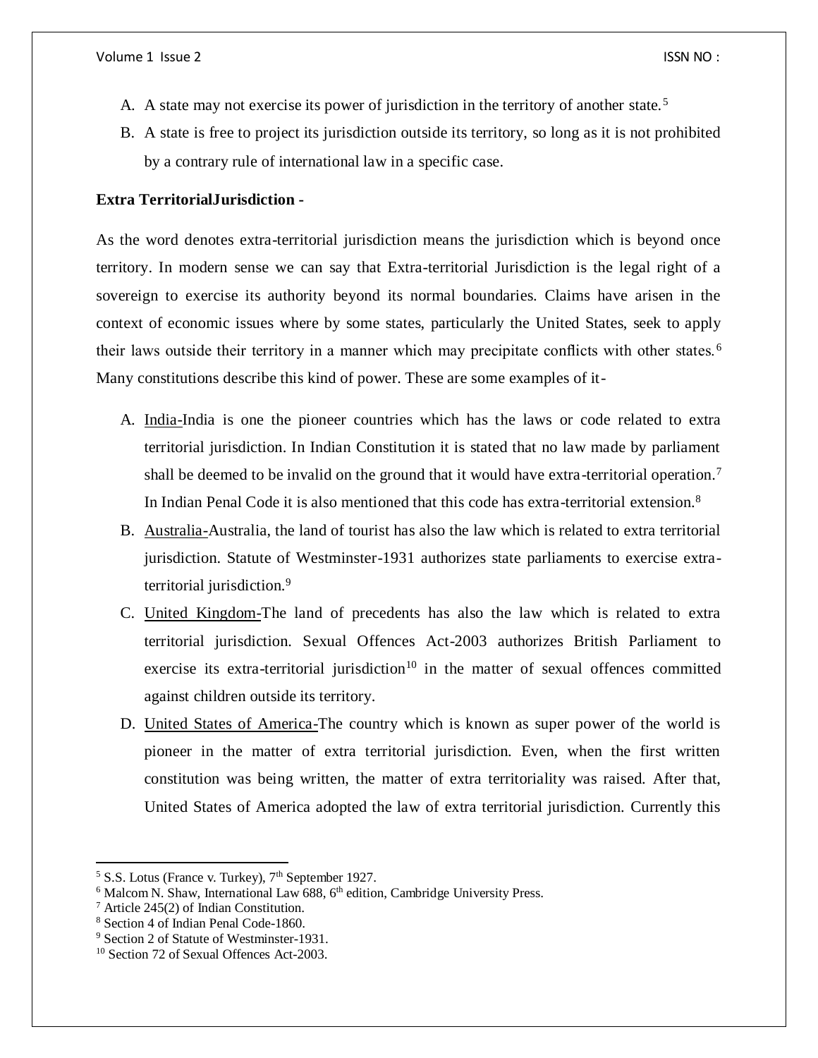A. A state may not exercise its power of jurisdiction in the territory of another state.[5]
B. A state is free to project its jurisdiction outside its territory, so long as it is not prohibited by a contrary rule of international law in a specific case.

**Extra TerritorialJurisdiction -**

As the word denotes extra-territorial jurisdiction means the jurisdiction which is beyond once territory. In modern sense we can say that Extra-territorial Jurisdiction is the legal right of a sovereign to exercise its authority beyond its normal boundaries. Claims have arisen in the context of economic issues where by some states, particularly the United States, seek to apply their laws outside their territory in a manner which may precipitate conflicts with other states.[6] Many constitutions describe this kind of power. These are some examples of it-

A. India-India is one the pioneer countries which has the laws or code related to extra territorial jurisdiction. In Indian Constitution it is stated that no law made by parliament shall be deemed to be invalid on the ground that it would have extra-territorial operation.[7] In Indian Penal Code it is also mentioned that this code has extra-territorial extension.[8]
B. Australia-Australia, the land of tourist has also the law which is related to extra territorial jurisdiction. Statute of Westminster-1931 authorizes state parliaments to exercise extra-territorial jurisdiction.[9]
C. United Kingdom-The land of precedents has also the law which is related to extra territorial jurisdiction. Sexual Offences Act-2003 authorizes British Parliament to exercise its extra-territorial jurisdiction[10] in the matter of sexual offences committed against children outside its territory.
D. United States of America-The country which is known as super power of the world is pioneer in the matter of extra territorial jurisdiction. Even, when the first written constitution was being written, the matter of extra territoriality was raised. After that, United States of America adopted the law of extra territorial jurisdiction. Currently this

---

[5] S.S. Lotus (France v. Turkey), 7th September 1927.
[6] Malcom N. Shaw, International Law 688, 6th edition, Cambridge University Press.
[7] Article 245(2) of Indian Constitution.
[8] Section 4 of Indian Penal Code-1860.
[9] Section 2 of Statute of Westminster-1931.
[10] Section 72 of Sexual Offences Act-2003.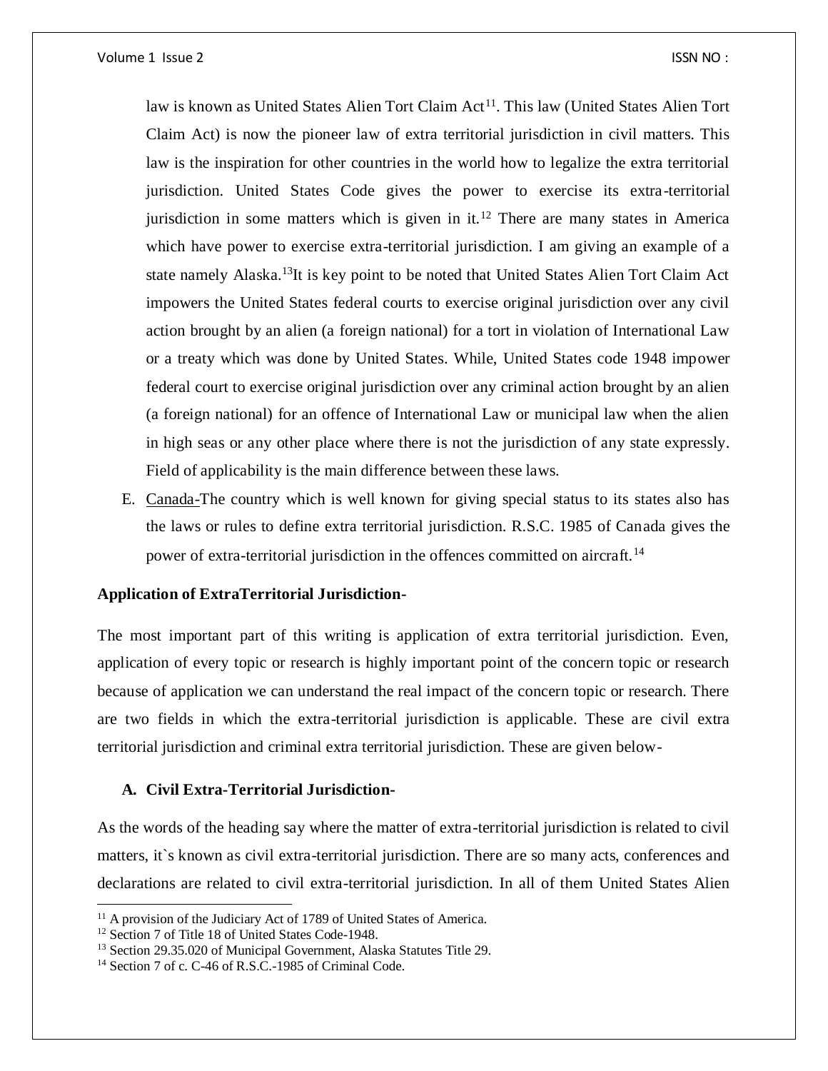law is known as United States Alien Tort Claim Act[11]. This law (United States Alien Tort Claim Act) is now the pioneer law of extra territorial jurisdiction in civil matters. This law is the inspiration for other countries in the world how to legalize the extra territorial jurisdiction. United States Code gives the power to exercise its extra-territorial jurisdiction in some matters which is given in it.[12] There are many states in America which have power to exercise extra-territorial jurisdiction. I am giving an example of a state namely Alaska.[13]It is key point to be noted that United States Alien Tort Claim Act impowers the United States federal courts to exercise original jurisdiction over any civil action brought by an alien (a foreign national) for a tort in violation of International Law or a treaty which was done by United States. While, United States code 1948 impower federal court to exercise original jurisdiction over any criminal action brought by an alien (a foreign national) for an offence of International Law or municipal law when the alien in high seas or any other place where there is not the jurisdiction of any state expressly. Field of applicability is the main difference between these laws.

E. Canada-The country which is well known for giving special status to its states also has the laws or rules to define extra territorial jurisdiction. R.S.C. 1985 of Canada gives the power of extra-territorial jurisdiction in the offences committed on aircraft.[14]

**Application of ExtraTerritorial Jurisdiction-**

The most important part of this writing is application of extra territorial jurisdiction. Even, application of every topic or research is highly important point of the concern topic or research because of application we can understand the real impact of the concern topic or research. There are two fields in which the extra-territorial jurisdiction is applicable. These are civil extra territorial jurisdiction and criminal extra territorial jurisdiction. These are given below-

**A. Civil Extra-Territorial Jurisdiction-**

As the words of the heading say where the matter of extra-territorial jurisdiction is related to civil matters, it`s known as civil extra-territorial jurisdiction. There are so many acts, conferences and declarations are related to civil extra-territorial jurisdiction. In all of them United States Alien

---

[11] A provision of the Judiciary Act of 1789 of United States of America.

[12] Section 7 of Title 18 of United States Code-1948.

[13] Section 29.35.020 of Municipal Government, Alaska Statutes Title 29.

[14] Section 7 of c. C-46 of R.S.C.-1985 of Criminal Code.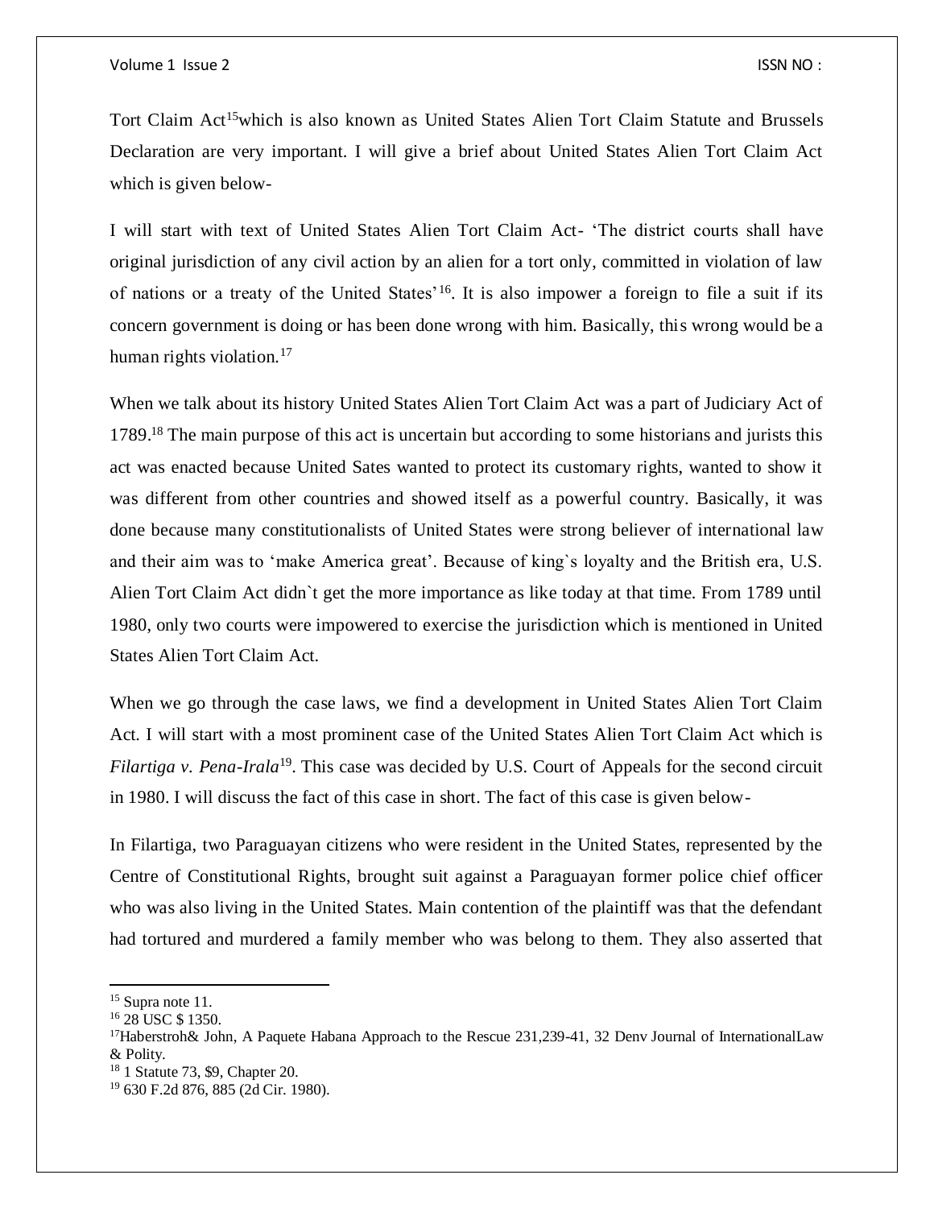Tort Claim Act[15]which is also known as United States Alien Tort Claim Statute and Brussels Declaration are very important. I will give a brief about United States Alien Tort Claim Act which is given below-

I will start with text of United States Alien Tort Claim Act- 'The district courts shall have original jurisdiction of any civil action by an alien for a tort only, committed in violation of law of nations or a treaty of the United States'[16]. It is also impower a foreign to file a suit if its concern government is doing or has been done wrong with him. Basically, this wrong would be a human rights violation.[17]

When we talk about its history United States Alien Tort Claim Act was a part of Judiciary Act of 1789.[18] The main purpose of this act is uncertain but according to some historians and jurists this act was enacted because United Sates wanted to protect its customary rights, wanted to show it was different from other countries and showed itself as a powerful country. Basically, it was done because many constitutionalists of United States were strong believer of international law and their aim was to 'make America great'. Because of king`s loyalty and the British era, U.S. Alien Tort Claim Act didn`t get the more importance as like today at that time. From 1789 until 1980, only two courts were impowered to exercise the jurisdiction which is mentioned in United States Alien Tort Claim Act.

When we go through the case laws, we find a development in United States Alien Tort Claim Act. I will start with a most prominent case of the United States Alien Tort Claim Act which is *Filartiga v. Pena-Irala*[19]. This case was decided by U.S. Court of Appeals for the second circuit in 1980. I will discuss the fact of this case in short. The fact of this case is given below-

In Filartiga, two Paraguayan citizens who were resident in the United States, represented by the Centre of Constitutional Rights, brought suit against a Paraguayan former police chief officer who was also living in the United States. Main contention of the plaintiff was that the defendant had tortured and murdered a family member who was belong to them. They also asserted that

---

[15] Supra note 11.

[16] 28 USC $ 1350.

[17] Haberstroh& John, A Paquete Habana Approach to the Rescue 231,239-41, 32 Denv Journal of InternationalLaw & Polity.

[18] 1 Statute 73, $9, Chapter 20.

[19] 630 F.2d 876, 885 (2d Cir. 1980).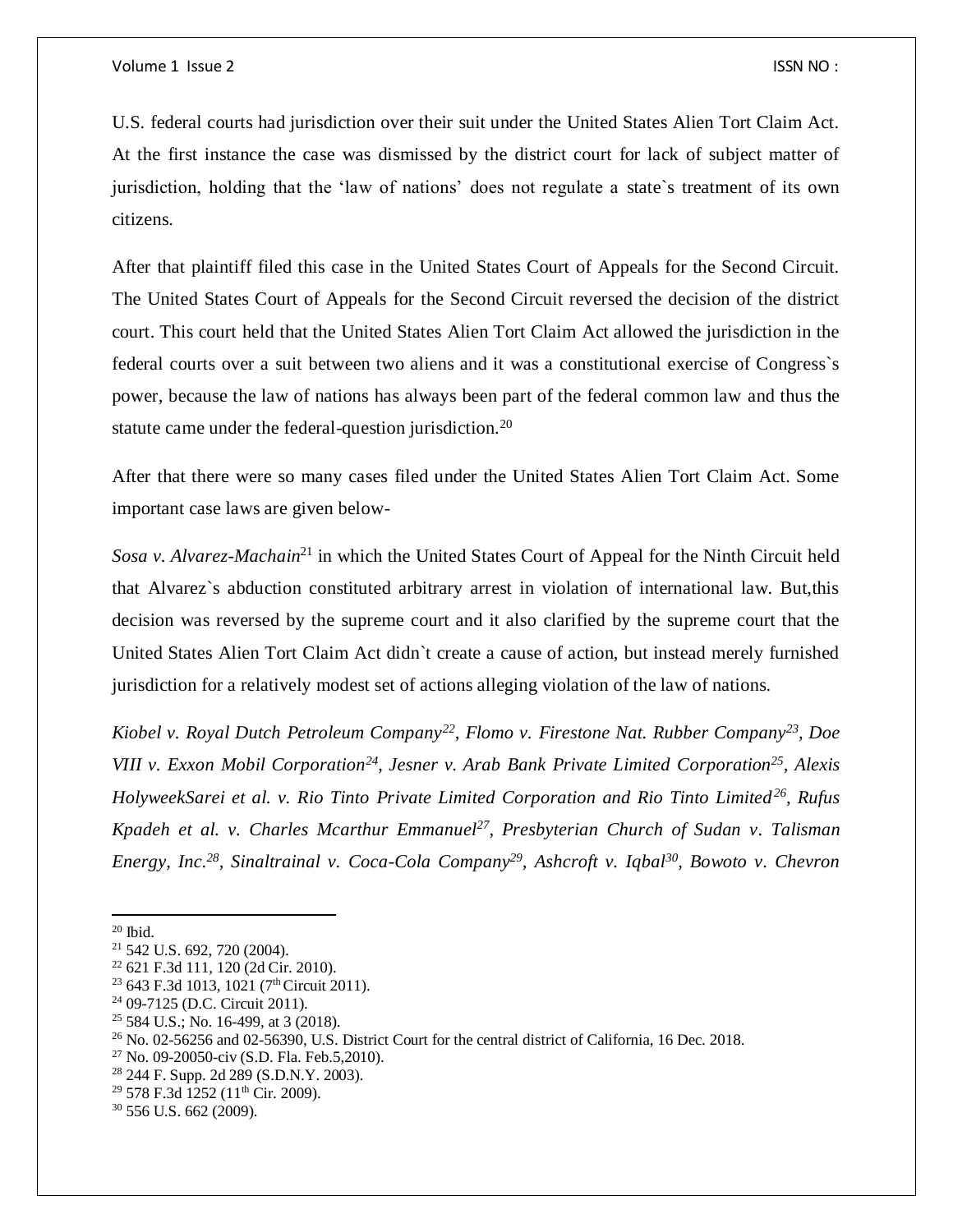U.S. federal courts had jurisdiction over their suit under the United States Alien Tort Claim Act. At the first instance the case was dismissed by the district court for lack of subject matter of jurisdiction, holding that the 'law of nations' does not regulate a state`s treatment of its own citizens.

After that plaintiff filed this case in the United States Court of Appeals for the Second Circuit. The United States Court of Appeals for the Second Circuit reversed the decision of the district court. This court held that the United States Alien Tort Claim Act allowed the jurisdiction in the federal courts over a suit between two aliens and it was a constitutional exercise of Congress`s power, because the law of nations has always been part of the federal common law and thus the statute came under the federal-question jurisdiction.[20]

After that there were so many cases filed under the United States Alien Tort Claim Act. Some important case laws are given below-

*Sosa v. Alvarez-Machain*[21] in which the United States Court of Appeal for the Ninth Circuit held that Alvarez`s abduction constituted arbitrary arrest in violation of international law. But,this decision was reversed by the supreme court and it also clarified by the supreme court that the United States Alien Tort Claim Act didn`t create a cause of action, but instead merely furnished jurisdiction for a relatively modest set of actions alleging violation of the law of nations.

*Kiobel v. Royal Dutch Petroleum Company*[22], *Flomo v. Firestone Nat. Rubber Company*[23], *Doe VIII v. Exxon Mobil Corporation*[24], *Jesner v. Arab Bank Private Limited Corporation*[25], *Alexis HolyweekSarei et al. v. Rio Tinto Private Limited Corporation and Rio Tinto Limited*[26], *Rufus Kpadeh et al. v. Charles Mcarthur Emmanuel*[27], *Presbyterian Church of Sudan v. Talisman Energy, Inc.*[28], *Sinaltrainal v. Coca-Cola Company*[29], *Ashcroft v. Iqbal*[30], *Bowoto v. Chevron*

---

[20] Ibid.

[21] 542 U.S. 692, 720 (2004).

[22] 621 F.3d 111, 120 (2d Cir. 2010).

[23] 643 F.3d 1013, 1021 (7th Circuit 2011).

[24] 09-7125 (D.C. Circuit 2011).

[25] 584 U.S.; No. 16-499, at 3 (2018).

[26] No. 02-56256 and 02-56390, U.S. District Court for the central district of California, 16 Dec. 2018.

[27] No. 09-20050-civ (S.D. Fla. Feb.5,2010).

[28] 244 F. Supp. 2d 289 (S.D.N.Y. 2003).

[29] 578 F.3d 1252 (11th Cir. 2009).

[30] 556 U.S. 662 (2009).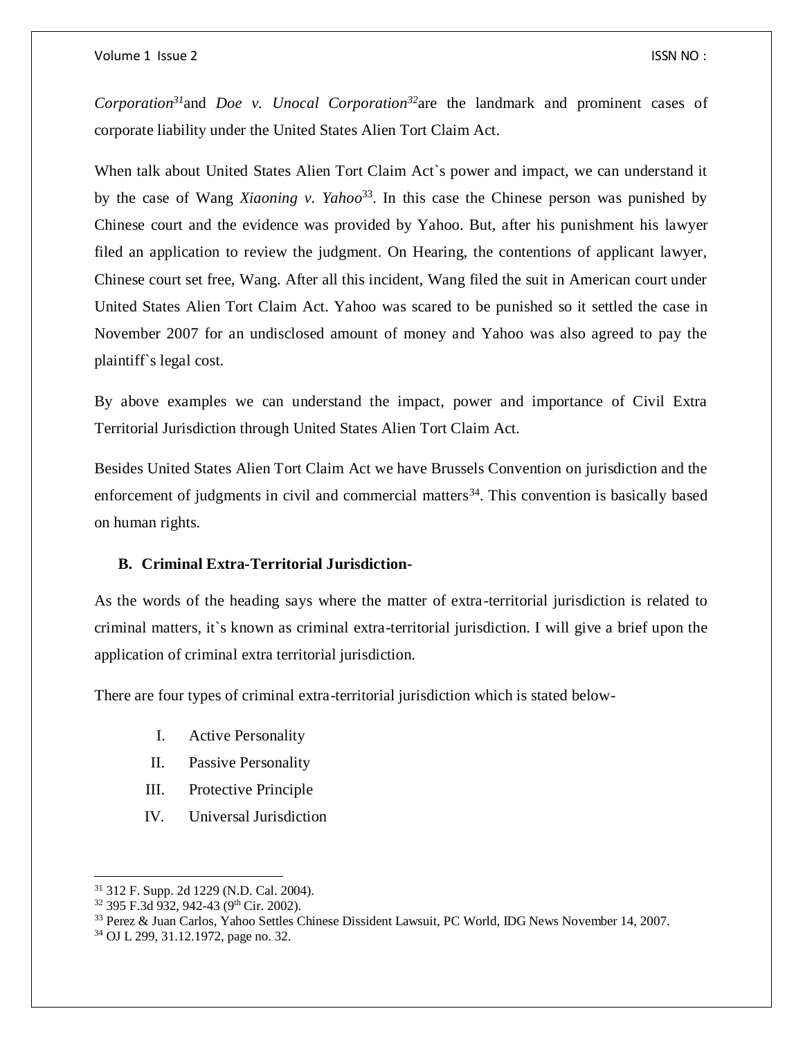*Corporation*[31]and *Doe v. Unocal Corporation*[32]are the landmark and prominent cases of corporate liability under the United States Alien Tort Claim Act.

When talk about United States Alien Tort Claim Act`s power and impact, we can understand it by the case of Wang *Xiaoning v. Yahoo*[33]. In this case the Chinese person was punished by Chinese court and the evidence was provided by Yahoo. But, after his punishment his lawyer filed an application to review the judgment. On Hearing, the contentions of applicant lawyer, Chinese court set free, Wang. After all this incident, Wang filed the suit in American court under United States Alien Tort Claim Act. Yahoo was scared to be punished so it settled the case in November 2007 for an undisclosed amount of money and Yahoo was also agreed to pay the plaintiff`s legal cost.

By above examples we can understand the impact, power and importance of Civil Extra Territorial Jurisdiction through United States Alien Tort Claim Act.

Besides United States Alien Tort Claim Act we have Brussels Convention on jurisdiction and the enforcement of judgments in civil and commercial matters[34]. This convention is basically based on human rights.

**B. Criminal Extra-Territorial Jurisdiction-**

As the words of the heading says where the matter of extra-territorial jurisdiction is related to criminal matters, it`s known as criminal extra-territorial jurisdiction. I will give a brief upon the application of criminal extra territorial jurisdiction.

There are four types of criminal extra-territorial jurisdiction which is stated below-

I. Active Personality
II. Passive Personality
III. Protective Principle
IV. Universal Jurisdiction

---

[31] 312 F. Supp. 2d 1229 (N.D. Cal. 2004).
[32] 395 F.3d 932, 942-43 (9th Cir. 2002).
[33] Perez & Juan Carlos, Yahoo Settles Chinese Dissident Lawsuit, PC World, IDG News November 14, 2007.
[34] OJ L 299, 31.12.1972, page no. 32.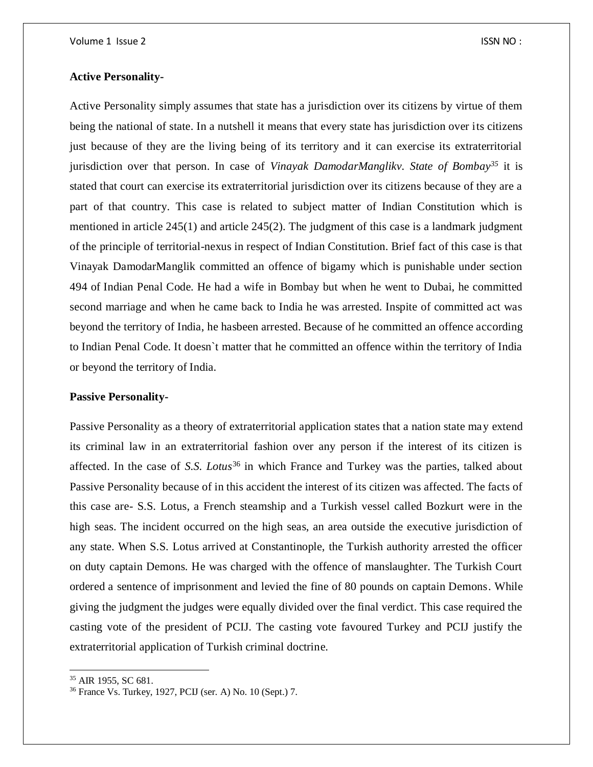**Active Personality-**

Active Personality simply assumes that state has a jurisdiction over its citizens by virtue of them being the national of state. In a nutshell it means that every state has jurisdiction over its citizens just because of they are the living being of its territory and it can exercise its extraterritorial jurisdiction over that person. In case of *Vinayak DamodarManglikv. State of Bombay*[35] it is stated that court can exercise its extraterritorial jurisdiction over its citizens because of they are a part of that country. This case is related to subject matter of Indian Constitution which is mentioned in article 245(1) and article 245(2). The judgment of this case is a landmark judgment of the principle of territorial-nexus in respect of Indian Constitution. Brief fact of this case is that Vinayak DamodarManglik committed an offence of bigamy which is punishable under section 494 of Indian Penal Code. He had a wife in Bombay but when he went to Dubai, he committed second marriage and when he came back to India he was arrested. Inspite of committed act was beyond the territory of India, he hasbeen arrested. Because of he committed an offence according to Indian Penal Code. It doesn`t matter that he committed an offence within the territory of India or beyond the territory of India.

**Passive Personality-**

Passive Personality as a theory of extraterritorial application states that a nation state may extend its criminal law in an extraterritorial fashion over any person if the interest of its citizen is affected. In the case of *S.S. Lotus*[36] in which France and Turkey was the parties, talked about Passive Personality because of in this accident the interest of its citizen was affected. The facts of this case are- S.S. Lotus, a French steamship and a Turkish vessel called Bozkurt were in the high seas. The incident occurred on the high seas, an area outside the executive jurisdiction of any state. When S.S. Lotus arrived at Constantinople, the Turkish authority arrested the officer on duty captain Demons. He was charged with the offence of manslaughter. The Turkish Court ordered a sentence of imprisonment and levied the fine of 80 pounds on captain Demons. While giving the judgment the judges were equally divided over the final verdict. This case required the casting vote of the president of PCIJ. The casting vote favoured Turkey and PCIJ justify the extraterritorial application of Turkish criminal doctrine.

---

[35] AIR 1955, SC 681.

[36] France Vs. Turkey, 1927, PCIJ (ser. A) No. 10 (Sept.) 7.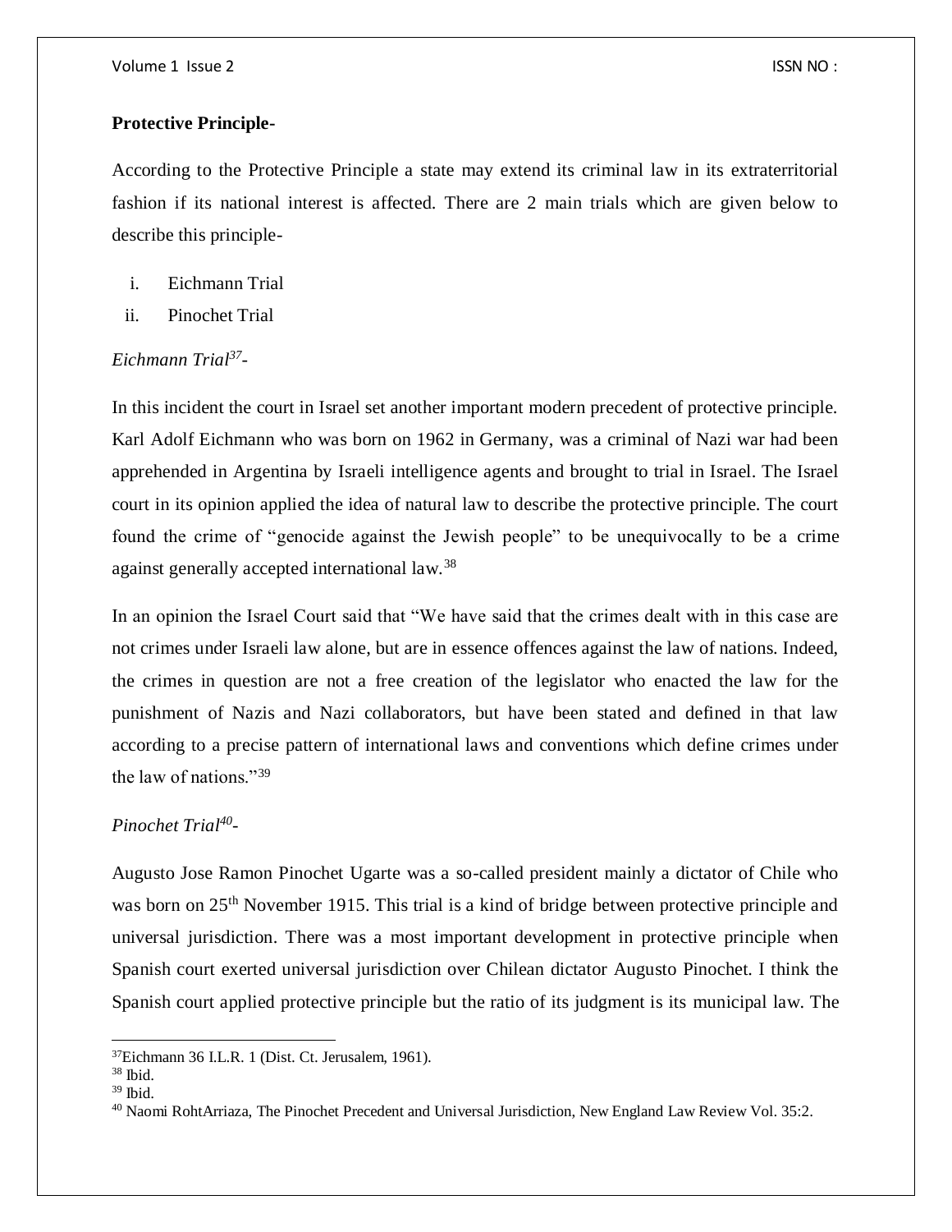**Protective Principle-**

According to the Protective Principle a state may extend its criminal law in its extraterritorial fashion if its national interest is affected. There are 2 main trials which are given below to describe this principle-

i. Eichmann Trial
ii. Pinochet Trial

*Eichmann Trial*[37]*-*

In this incident the court in Israel set another important modern precedent of protective principle. Karl Adolf Eichmann who was born on 1962 in Germany, was a criminal of Nazi war had been apprehended in Argentina by Israeli intelligence agents and brought to trial in Israel. The Israel court in its opinion applied the idea of natural law to describe the protective principle. The court found the crime of "genocide against the Jewish people" to be unequivocally to be a crime against generally accepted international law.[38]

In an opinion the Israel Court said that "We have said that the crimes dealt with in this case are not crimes under Israeli law alone, but are in essence offences against the law of nations. Indeed, the crimes in question are not a free creation of the legislator who enacted the law for the punishment of Nazis and Nazi collaborators, but have been stated and defined in that law according to a precise pattern of international laws and conventions which define crimes under the law of nations."[39]

*Pinochet Trial*[40]*-*

Augusto Jose Ramon Pinochet Ugarte was a so-called president mainly a dictator of Chile who was born on 25th November 1915. This trial is a kind of bridge between protective principle and universal jurisdiction. There was a most important development in protective principle when Spanish court exerted universal jurisdiction over Chilean dictator Augusto Pinochet. I think the Spanish court applied protective principle but the ratio of its judgment is its municipal law. The

---

[37] Eichmann 36 I.L.R. 1 (Dist. Ct. Jerusalem, 1961).
[38] Ibid.
[39] Ibid.
[40] Naomi RohtArriaza, The Pinochet Precedent and Universal Jurisdiction, New England Law Review Vol. 35:2.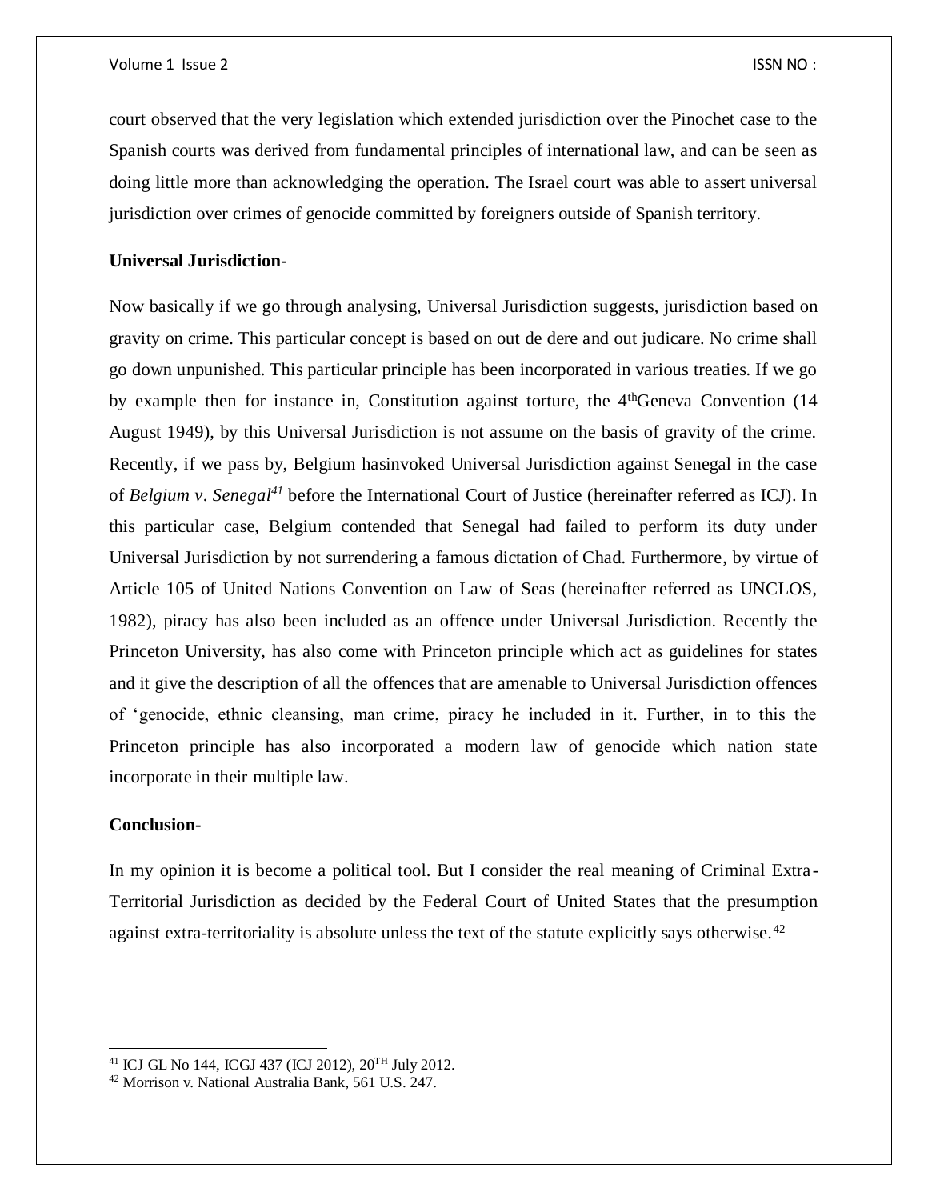court observed that the very legislation which extended jurisdiction over the Pinochet case to the Spanish courts was derived from fundamental principles of international law, and can be seen as doing little more than acknowledging the operation. The Israel court was able to assert universal jurisdiction over crimes of genocide committed by foreigners outside of Spanish territory.

**Universal Jurisdiction-**

Now basically if we go through analysing, Universal Jurisdiction suggests, jurisdiction based on gravity on crime. This particular concept is based on out de dere and out judicare. No crime shall go down unpunished. This particular principle has been incorporated in various treaties. If we go by example then for instance in, Constitution against torture, the 4th Geneva Convention (14 August 1949), by this Universal Jurisdiction is not assume on the basis of gravity of the crime. Recently, if we pass by, Belgium hasinvoked Universal Jurisdiction against Senegal in the case of *Belgium v. Senegal*[41] before the International Court of Justice (hereinafter referred as ICJ). In this particular case, Belgium contended that Senegal had failed to perform its duty under Universal Jurisdiction by not surrendering a famous dictation of Chad. Furthermore, by virtue of Article 105 of United Nations Convention on Law of Seas (hereinafter referred as UNCLOS, 1982), piracy has also been included as an offence under Universal Jurisdiction. Recently the Princeton University, has also come with Princeton principle which act as guidelines for states and it give the description of all the offences that are amenable to Universal Jurisdiction offences of 'genocide, ethnic cleansing, man crime, piracy he included in it. Further, in to this the Princeton principle has also incorporated a modern law of genocide which nation state incorporate in their multiple law.

**Conclusion-**

In my opinion it is become a political tool. But I consider the real meaning of Criminal Extra-Territorial Jurisdiction as decided by the Federal Court of United States that the presumption against extra-territoriality is absolute unless the text of the statute explicitly says otherwise.[42]

---

[41] ICJ GL No 144, ICGJ 437 (ICJ 2012), 20TH July 2012.

[42] Morrison v. National Australia Bank, 561 U.S. 247.